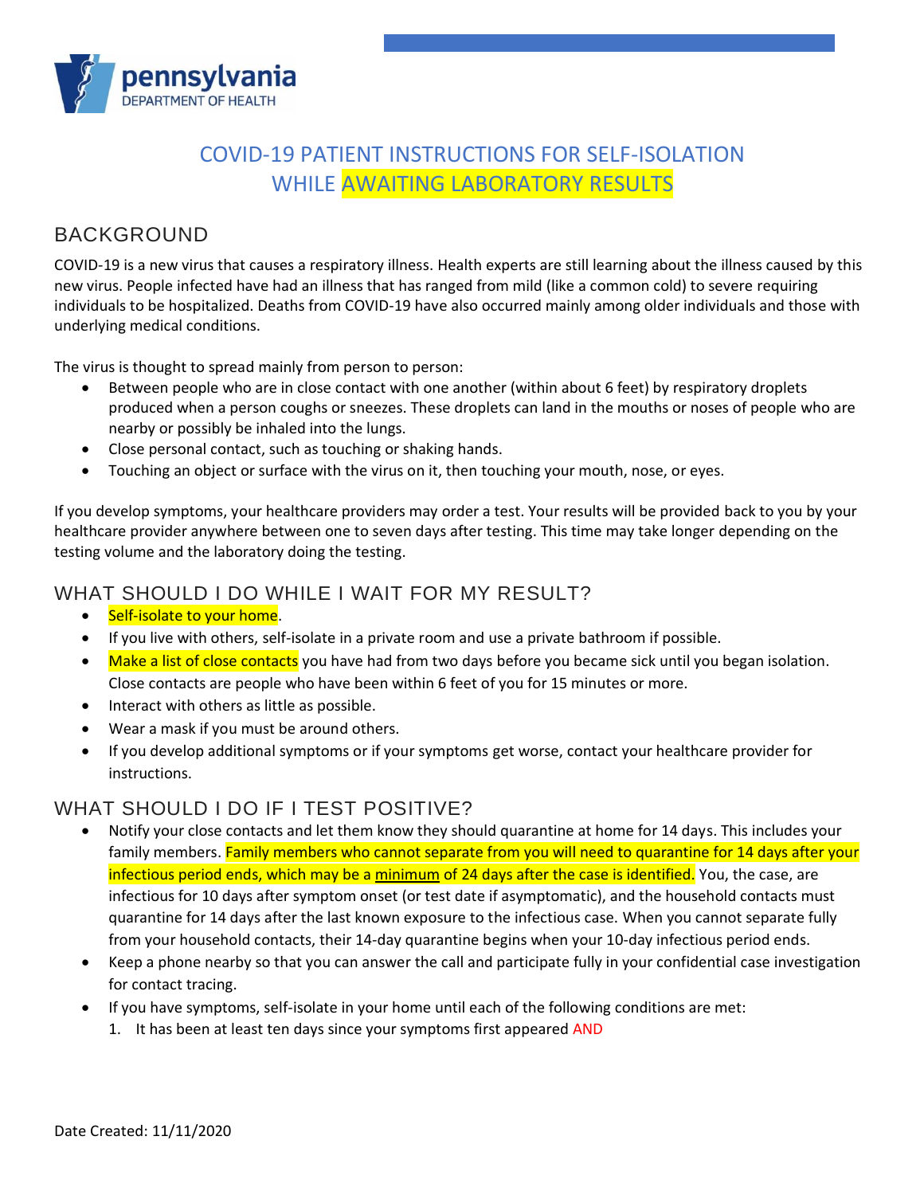pennsylvania
DEPARTMENT OF HEALTH

# COVID-19 PATIENT INSTRUCTIONS FOR SELF-ISOLATION WHILE AWAITING LABORATORY RESULTS

## BACKGROUND

COVID-19 is a new virus that causes a respiratory illness. Health experts are still learning about the illness caused by this new virus. People infected have had an illness that has ranged from mild (like a common cold) to severe requiring individuals to be hospitalized. Deaths from COVID-19 have also occurred mainly among older individuals and those with underlying medical conditions.

The virus is thought to spread mainly from person to person:

- Between people who are in close contact with one another (within about 6 feet) by respiratory droplets produced when a person coughs or sneezes. These droplets can land in the mouths or noses of people who are nearby or possibly be inhaled into the lungs.
- Close personal contact, such as touching or shaking hands.
- Touching an object or surface with the virus on it, then touching your mouth, nose, or eyes.

If you develop symptoms, your healthcare providers may order a test. Your results will be provided back to you by your healthcare provider anywhere between one to seven days after testing. This time may take longer depending on the testing volume and the laboratory doing the testing.

## WHAT SHOULD I DO WHILE I WAIT FOR MY RESULT?

- Self-isolate to your home.
- If you live with others, self-isolate in a private room and use a private bathroom if possible.
- Make a list of close contacts you have had from two days before you became sick until you began isolation. Close contacts are people who have been within 6 feet of you for 15 minutes or more.
- Interact with others as little as possible.
- Wear a mask if you must be around others.
- If you develop additional symptoms or if your symptoms get worse, contact your healthcare provider for instructions.

## WHAT SHOULD I DO IF I TEST POSITIVE?

- Notify your close contacts and let them know they should quarantine at home for 14 days. This includes your family members. Family members who cannot separate from you will need to quarantine for 14 days after your infectious period ends, which may be a minimum of 24 days after the case is identified. You, the case, are infectious for 10 days after symptom onset (or test date if asymptomatic), and the household contacts must quarantine for 14 days after the last known exposure to the infectious case. When you cannot separate fully from your household contacts, their 14-day quarantine begins when your 10-day infectious period ends.
- Keep a phone nearby so that you can answer the call and participate fully in your confidential case investigation for contact tracing.
- If you have symptoms, self-isolate in your home until each of the following conditions are met:
  1. It has been at least ten days since your symptoms first appeared AND

Date Created: 11/11/2020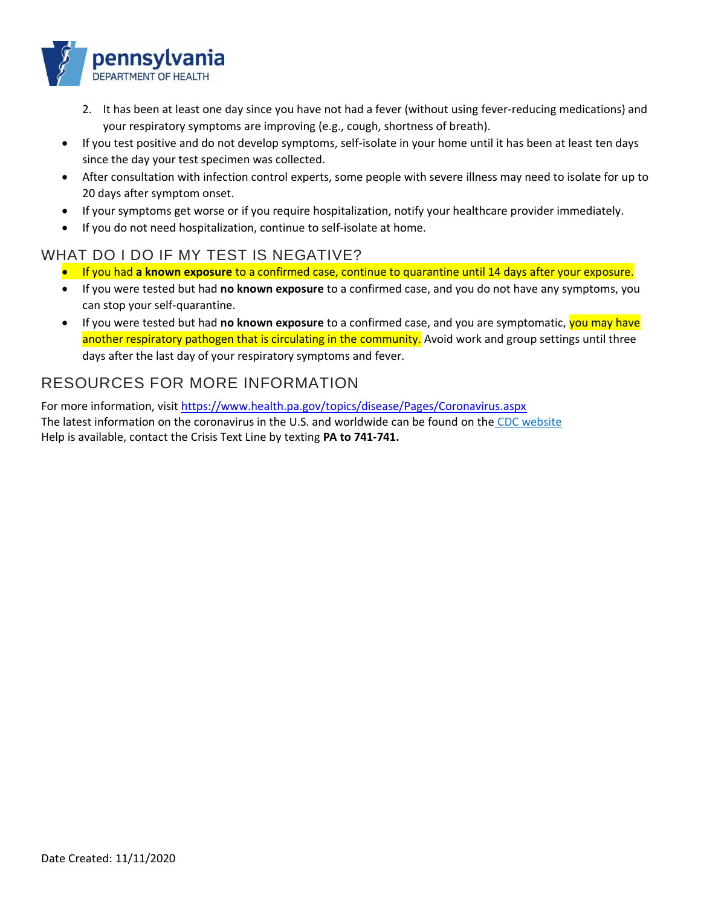2. It has been at least one day since you have not had a fever (without using fever-reducing medications) and your respiratory symptoms are improving (e.g., cough, shortness of breath).

- If you test positive and do not develop symptoms, self-isolate in your home until it has been at least ten days since the day your test specimen was collected.
- After consultation with infection control experts, some people with severe illness may need to isolate for up to 20 days after symptom onset.
- If your symptoms get worse or if you require hospitalization, notify your healthcare provider immediately.
- If you do not need hospitalization, continue to self-isolate at home.

## WHAT DO I DO IF MY TEST IS NEGATIVE?

- If you had **a known exposure** to a confirmed case, continue to quarantine until 14 days after your exposure.
- If you were tested but had **no known exposure** to a confirmed case, and you do not have any symptoms, you can stop your self-quarantine.
- If you were tested but had **no known exposure** to a confirmed case, and you are symptomatic, you may have another respiratory pathogen that is circulating in the community. Avoid work and group settings until three days after the last day of your respiratory symptoms and fever.

## RESOURCES FOR MORE INFORMATION

For more information, visit https://www.health.pa.gov/topics/disease/Pages/Coronavirus.aspx
The latest information on the coronavirus in the U.S. and worldwide can be found on the CDC website
Help is available, contact the Crisis Text Line by texting **PA to 741-741.**

Date Created: 11/11/2020